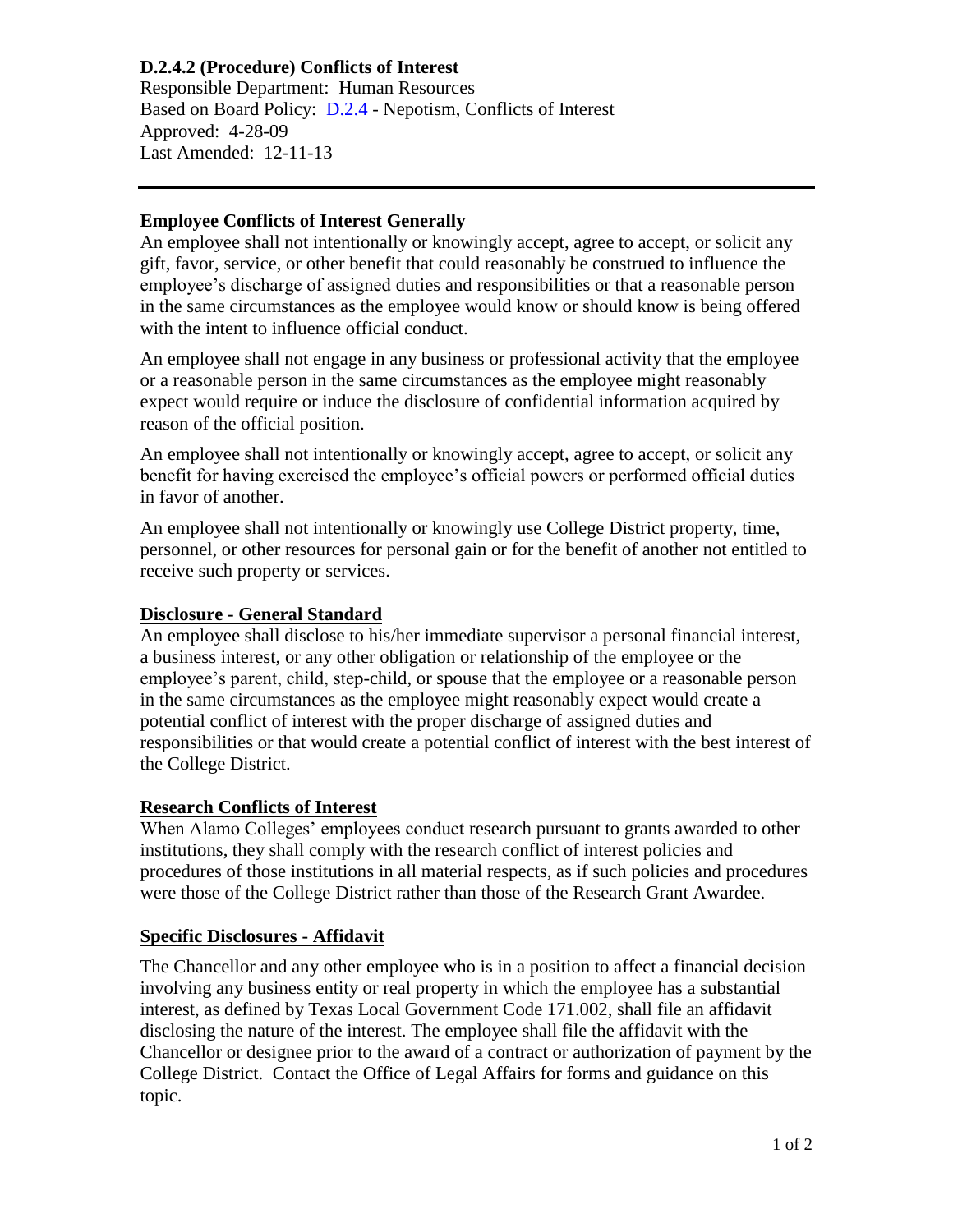**D.2.4.2 (Procedure) Conflicts of Interest**

Responsible Department: Human Resources
Based on Board Policy: D.2.4 - Nepotism, Conflicts of Interest
Approved: 4-28-09
Last Amended: 12-11-13

---

**Employee Conflicts of Interest Generally**

An employee shall not intentionally or knowingly accept, agree to accept, or solicit any gift, favor, service, or other benefit that could reasonably be construed to influence the employee's discharge of assigned duties and responsibilities or that a reasonable person in the same circumstances as the employee would know or should know is being offered with the intent to influence official conduct.

An employee shall not engage in any business or professional activity that the employee or a reasonable person in the same circumstances as the employee might reasonably expect would require or induce the disclosure of confidential information acquired by reason of the official position.

An employee shall not intentionally or knowingly accept, agree to accept, or solicit any benefit for having exercised the employee's official powers or performed official duties in favor of another.

An employee shall not intentionally or knowingly use College District property, time, personnel, or other resources for personal gain or for the benefit of another not entitled to receive such property or services.

**Disclosure - General Standard**

An employee shall disclose to his/her immediate supervisor a personal financial interest, a business interest, or any other obligation or relationship of the employee or the employee's parent, child, step-child, or spouse that the employee or a reasonable person in the same circumstances as the employee might reasonably expect would create a potential conflict of interest with the proper discharge of assigned duties and responsibilities or that would create a potential conflict of interest with the best interest of the College District.

**Research Conflicts of Interest**

When Alamo Colleges' employees conduct research pursuant to grants awarded to other institutions, they shall comply with the research conflict of interest policies and procedures of those institutions in all material respects, as if such policies and procedures were those of the College District rather than those of the Research Grant Awardee.

**Specific Disclosures - Affidavit**

The Chancellor and any other employee who is in a position to affect a financial decision involving any business entity or real property in which the employee has a substantial interest, as defined by Texas Local Government Code 171.002, shall file an affidavit disclosing the nature of the interest. The employee shall file the affidavit with the Chancellor or designee prior to the award of a contract or authorization of payment by the College District. Contact the Office of Legal Affairs for forms and guidance on this topic.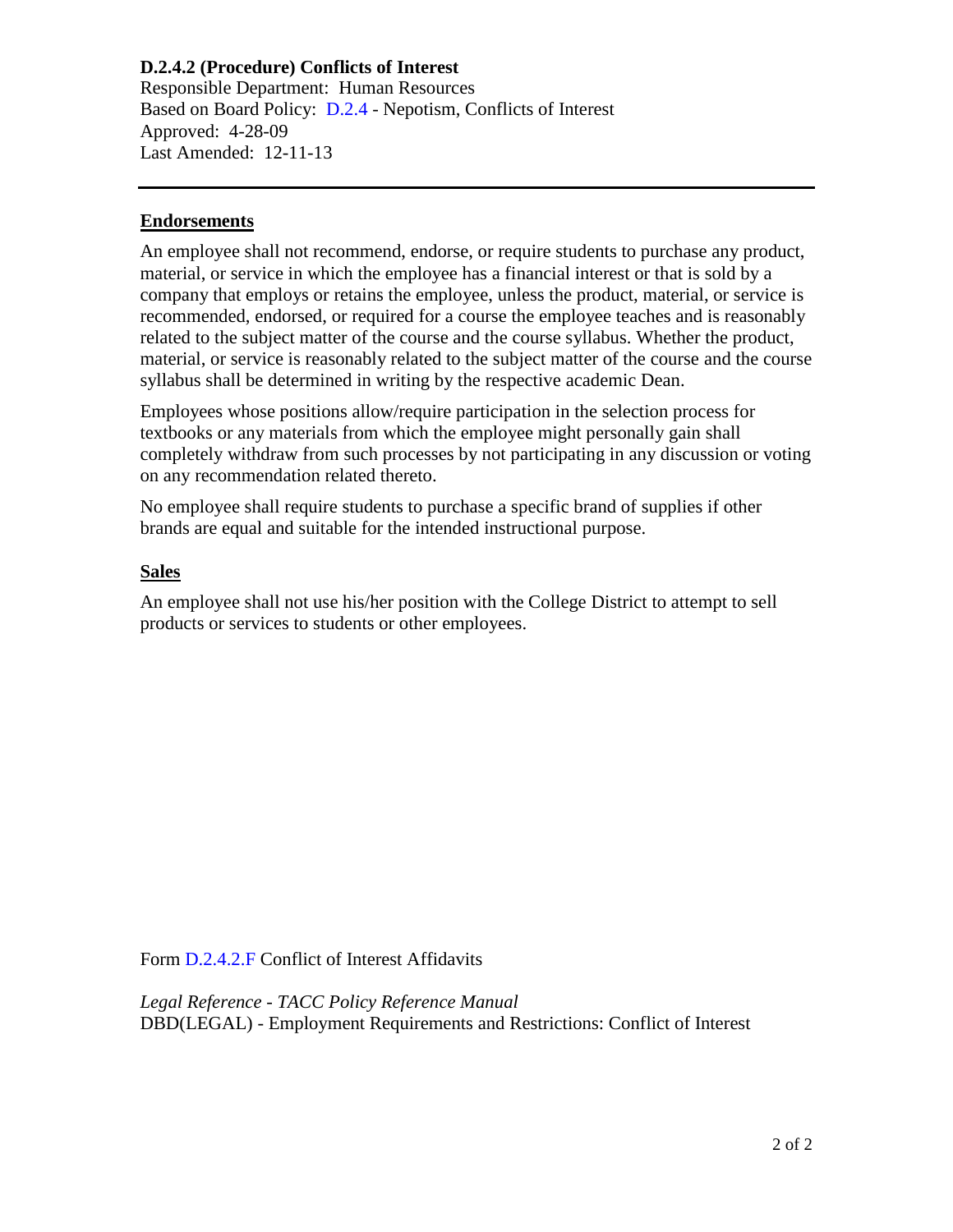**D.2.4.2 (Procedure) Conflicts of Interest**
Responsible Department: Human Resources
Based on Board Policy: D.2.4 - Nepotism, Conflicts of Interest
Approved: 4-28-09
Last Amended: 12-11-13

---

## Endorsements

An employee shall not recommend, endorse, or require students to purchase any product, material, or service in which the employee has a financial interest or that is sold by a company that employs or retains the employee, unless the product, material, or service is recommended, endorsed, or required for a course the employee teaches and is reasonably related to the subject matter of the course and the course syllabus. Whether the product, material, or service is reasonably related to the subject matter of the course and the course syllabus shall be determined in writing by the respective academic Dean.

Employees whose positions allow/require participation in the selection process for textbooks or any materials from which the employee might personally gain shall completely withdraw from such processes by not participating in any discussion or voting on any recommendation related thereto.

No employee shall require students to purchase a specific brand of supplies if other brands are equal and suitable for the intended instructional purpose.

## Sales

An employee shall not use his/her position with the College District to attempt to sell products or services to students or other employees.

Form D.2.4.2.F Conflict of Interest Affidavits

*Legal Reference - TACC Policy Reference Manual*
DBD(LEGAL) - Employment Requirements and Restrictions: Conflict of Interest